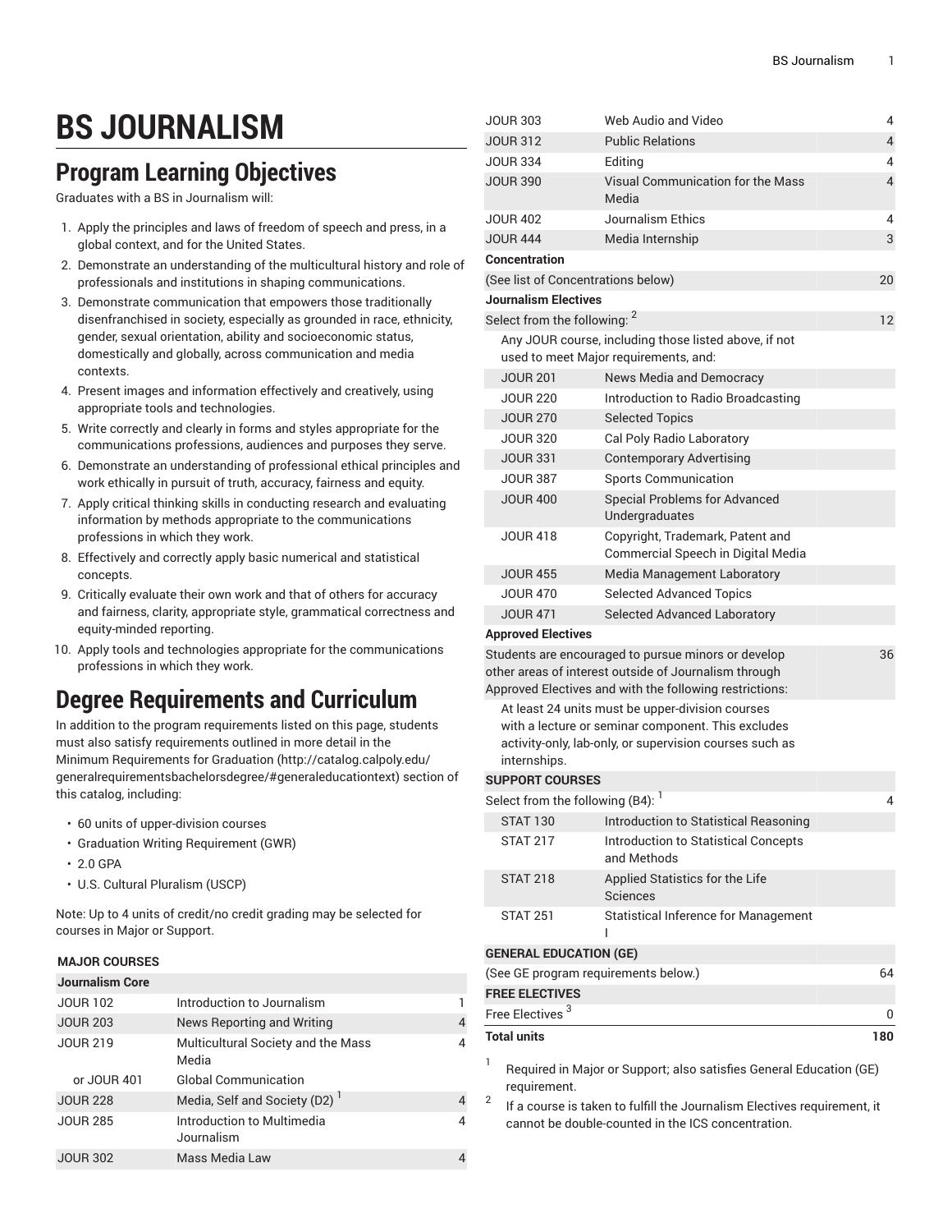# BS JOURNALISM

## Program Learning Objectives

Graduates with a BS in Journalism will:

1. Apply the principles and laws of freedom of speech and press, in a global context, and for the United States.
2. Demonstrate an understanding of the multicultural history and role of professionals and institutions in shaping communications.
3. Demonstrate communication that empowers those traditionally disenfranchised in society, especially as grounded in race, ethnicity, gender, sexual orientation, ability and socioeconomic status, domestically and globally, across communication and media contexts.
4. Present images and information effectively and creatively, using appropriate tools and technologies.
5. Write correctly and clearly in forms and styles appropriate for the communications professions, audiences and purposes they serve.
6. Demonstrate an understanding of professional ethical principles and work ethically in pursuit of truth, accuracy, fairness and equity.
7. Apply critical thinking skills in conducting research and evaluating information by methods appropriate to the communications professions in which they work.
8. Effectively and correctly apply basic numerical and statistical concepts.
9. Critically evaluate their own work and that of others for accuracy and fairness, clarity, appropriate style, grammatical correctness and equity-minded reporting.
10. Apply tools and technologies appropriate for the communications professions in which they work.

## Degree Requirements and Curriculum

In addition to the program requirements listed on this page, students must also satisfy requirements outlined in more detail in the Minimum Requirements for Graduation (http://catalog.calpoly.edu/generalrequirementsbachelorsdegree/#generaleducationtext) section of this catalog, including:

- 60 units of upper-division courses
- Graduation Writing Requirement (GWR)
- 2.0 GPA
- U.S. Cultural Pluralism (USCP)

Note: Up to 4 units of credit/no credit grading may be selected for courses in Major or Support.

| MAJOR COURSES | | |
|---|---|---|
| **Journalism Core** | | |
| JOUR 102 | Introduction to Journalism | 1 |
| JOUR 203 | News Reporting and Writing | 4 |
| JOUR 219 | Multicultural Society and the Mass Media | 4 |
| or JOUR 401 | Global Communication | |
| JOUR 228 | Media, Self and Society (D2) [1] | 4 |
| JOUR 285 | Introduction to Multimedia Journalism | 4 |
| JOUR 302 | Mass Media Law | 4 |
| JOUR 303 | Web Audio and Video | 4 |
| JOUR 312 | Public Relations | 4 |
| JOUR 334 | Editing | 4 |
| JOUR 390 | Visual Communication for the Mass Media | 4 |
| JOUR 402 | Journalism Ethics | 4 |
| JOUR 444 | Media Internship | 3 |
| **Concentration** | | |
| (See list of Concentrations below) | | 20 |
| **Journalism Electives** | | |
| Select from the following: [2] | | 12 |
| Any JOUR course, including those listed above, if not used to meet Major requirements, and: | | |
| JOUR 201 | News Media and Democracy | |
| JOUR 220 | Introduction to Radio Broadcasting | |
| JOUR 270 | Selected Topics | |
| JOUR 320 | Cal Poly Radio Laboratory | |
| JOUR 331 | Contemporary Advertising | |
| JOUR 387 | Sports Communication | |
| JOUR 400 | Special Problems for Advanced Undergraduates | |
| JOUR 418 | Copyright, Trademark, Patent and Commercial Speech in Digital Media | |
| JOUR 455 | Media Management Laboratory | |
| JOUR 470 | Selected Advanced Topics | |
| JOUR 471 | Selected Advanced Laboratory | |
| **Approved Electives** | | |
| Students are encouraged to pursue minors or develop other areas of interest outside of Journalism through Approved Electives and with the following restrictions: | | 36 |
| At least 24 units must be upper-division courses with a lecture or seminar component. This excludes activity-only, lab-only, or supervision courses such as internships. | | |
| **SUPPORT COURSES** | | |
| Select from the following (B4): [1] | | 4 |
| STAT 130 | Introduction to Statistical Reasoning | |
| STAT 217 | Introduction to Statistical Concepts and Methods | |
| STAT 218 | Applied Statistics for the Life Sciences | |
| STAT 251 | Statistical Inference for Management I | |
| **GENERAL EDUCATION (GE)** | | |
| (See GE program requirements below.) | | 64 |
| **FREE ELECTIVES** | | |
| Free Electives [3] | | 0 |
| **Total units** | | **180** |

1. Required in Major or Support; also satisfies General Education (GE) requirement.
2. If a course is taken to fulfill the Journalism Electives requirement, it cannot be double-counted in the ICS concentration.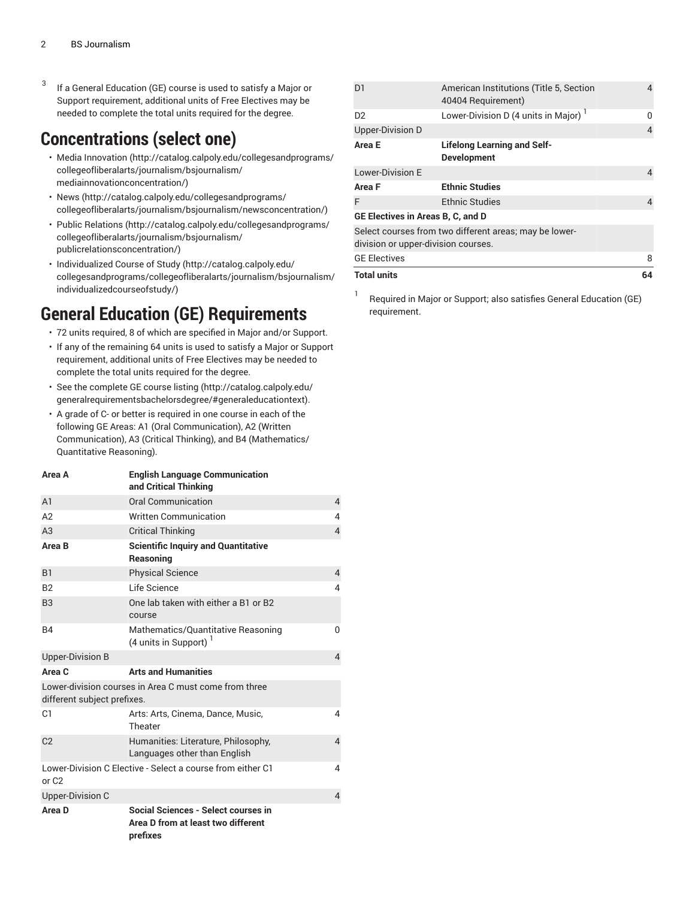3 If a General Education (GE) course is used to satisfy a Major or Support requirement, additional units of Free Electives may be needed to complete the total units required for the degree.

## Concentrations (select one)

- Media Innovation (http://catalog.calpoly.edu/collegesandprograms/collegeofliberalarts/journalism/bsjournalism/mediainnovationconcentration/)
- News (http://catalog.calpoly.edu/collegesandprograms/collegeofliberalarts/journalism/bsjournalism/newsconcentration/)
- Public Relations (http://catalog.calpoly.edu/collegesandprograms/collegeofliberalarts/journalism/bsjournalism/publicrelationsconcentration/)
- Individualized Course of Study (http://catalog.calpoly.edu/collegesandprograms/collegeofliberalarts/journalism/bsjournalism/individualizedcourseofstudy/)

## General Education (GE) Requirements

- 72 units required, 8 of which are specified in Major and/or Support.
- If any of the remaining 64 units is used to satisfy a Major or Support requirement, additional units of Free Electives may be needed to complete the total units required for the degree.
- See the complete GE course listing (http://catalog.calpoly.edu/generalrequirementsbachelorsdegree/#generaleducationtext).
- A grade of C- or better is required in one course in each of the following GE Areas: A1 (Oral Communication), A2 (Written Communication), A3 (Critical Thinking), and B4 (Mathematics/Quantitative Reasoning).

| | | |
|---|---|---|
| **Area A** | **English Language Communication and Critical Thinking** | |
| A1 | Oral Communication | 4 |
| A2 | Written Communication | 4 |
| A3 | Critical Thinking | 4 |
| **Area B** | **Scientific Inquiry and Quantitative Reasoning** | |
| B1 | Physical Science | 4 |
| B2 | Life Science | 4 |
| B3 | One lab taken with either a B1 or B2 course | |
| B4 | Mathematics/Quantitative Reasoning (4 units in Support) [1] | 0 |
| Upper-Division B | | 4 |
| **Area C** | **Arts and Humanities** | |
| Lower-division courses in Area C must come from three different subject prefixes. | | |
| C1 | Arts: Arts, Cinema, Dance, Music, Theater | 4 |
| C2 | Humanities: Literature, Philosophy, Languages other than English | 4 |
| Lower-Division C Elective - Select a course from either C1 or C2 | | 4 |
| Upper-Division C | | 4 |
| **Area D** | **Social Sciences - Select courses in Area D from at least two different prefixes** | |
| D1 | American Institutions (Title 5, Section 40404 Requirement) | 4 |
| D2 | Lower-Division D (4 units in Major) [1] | 0 |
| Upper-Division D | | 4 |
| **Area E** | **Lifelong Learning and Self-Development** | |
| Lower-Division E | | 4 |
| **Area F** | **Ethnic Studies** | |
| F | Ethnic Studies | 4 |
| **GE Electives in Areas B, C, and D** | | |
| Select courses from two different areas; may be lower-division or upper-division courses. | | |
| GE Electives | | 8 |
| **Total units** | | **64** |

1 Required in Major or Support; also satisfies General Education (GE) requirement.